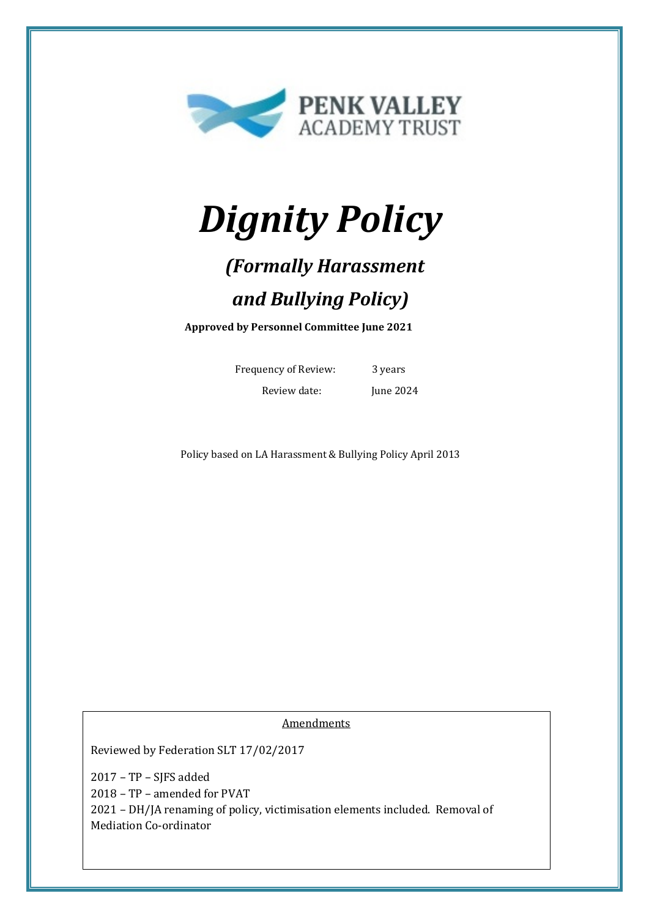PENK VALLEY
ACADEMY TRUST

# *Dignity Policy*

## *(Formally Harassment and Bullying Policy)*

**Approved by Personnel Committee June 2021**

| | |
|---|---|
| Frequency of Review: | 3 years |
| Review date: | June 2024 |

Policy based on LA Harassment & Bullying Policy April 2013

Amendments

Reviewed by Federation SLT 17/02/2017

2017 – TP – SJFS added
2018 – TP – amended for PVAT
2021 – DH/JA renaming of policy, victimisation elements included. Removal of Mediation Co-ordinator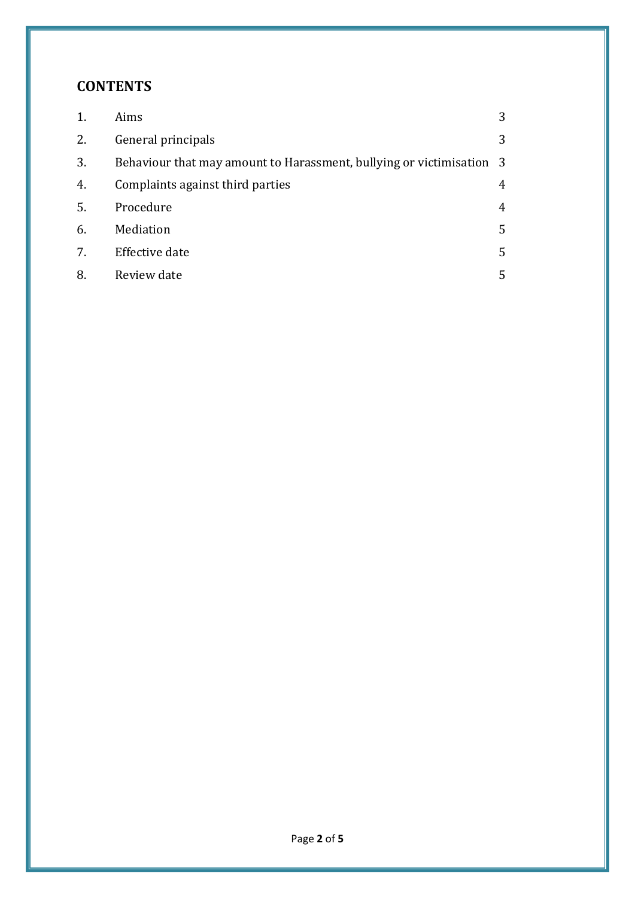## CONTENTS

| | | |
|---|---|---|
| 1. | Aims | 3 |
| 2. | General principals | 3 |
| 3. | Behaviour that may amount to Harassment, bullying or victimisation | 3 |
| 4. | Complaints against third parties | 4 |
| 5. | Procedure | 4 |
| 6. | Mediation | 5 |
| 7. | Effective date | 5 |
| 8. | Review date | 5 |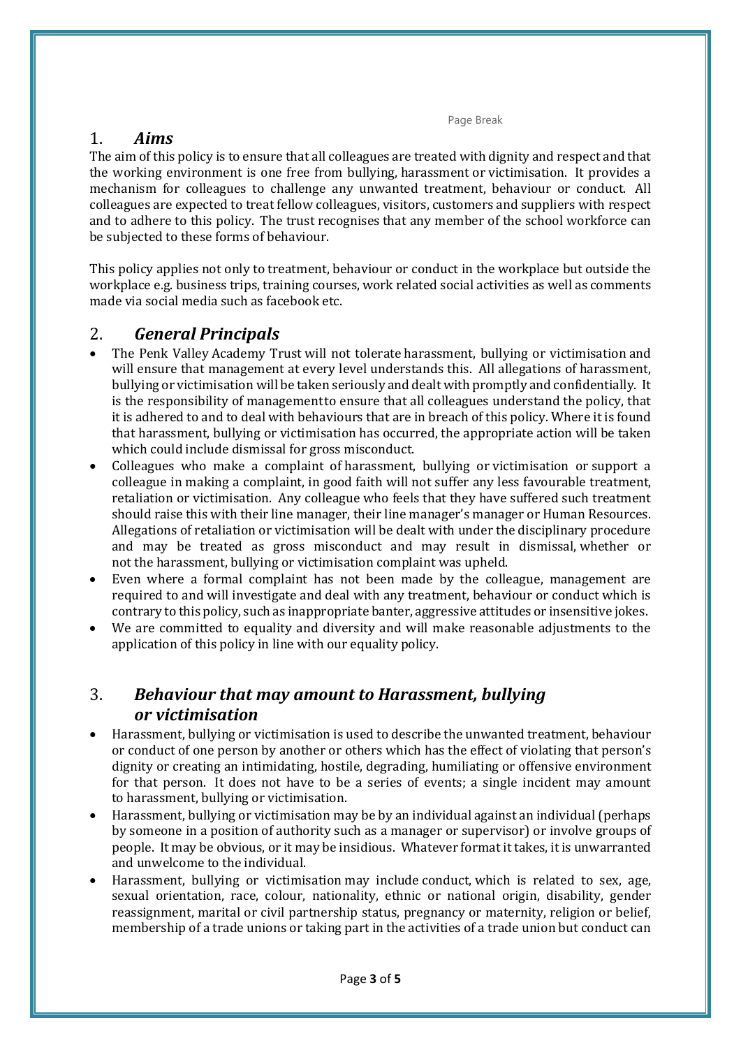Page Break

## 1. *Aims*

The aim of this policy is to ensure that all colleagues are treated with dignity and respect and that the working environment is one free from bullying, harassment or victimisation. It provides a mechanism for colleagues to challenge any unwanted treatment, behaviour or conduct. All colleagues are expected to treat fellow colleagues, visitors, customers and suppliers with respect and to adhere to this policy. The trust recognises that any member of the school workforce can be subjected to these forms of behaviour.

This policy applies not only to treatment, behaviour or conduct in the workplace but outside the workplace e.g. business trips, training courses, work related social activities as well as comments made via social media such as facebook etc.

## 2. *General Principals*

- The Penk Valley Academy Trust will not tolerate harassment, bullying or victimisation and will ensure that management at every level understands this. All allegations of harassment, bullying or victimisation will be taken seriously and dealt with promptly and confidentially. It is the responsibility of managementto ensure that all colleagues understand the policy, that it is adhered to and to deal with behaviours that are in breach of this policy. Where it is found that harassment, bullying or victimisation has occurred, the appropriate action will be taken which could include dismissal for gross misconduct.
- Colleagues who make a complaint of harassment, bullying or victimisation or support a colleague in making a complaint, in good faith will not suffer any less favourable treatment, retaliation or victimisation. Any colleague who feels that they have suffered such treatment should raise this with their line manager, their line manager's manager or Human Resources. Allegations of retaliation or victimisation will be dealt with under the disciplinary procedure and may be treated as gross misconduct and may result in dismissal, whether or not the harassment, bullying or victimisation complaint was upheld.
- Even where a formal complaint has not been made by the colleague, management are required to and will investigate and deal with any treatment, behaviour or conduct which is contrary to this policy, such as inappropriate banter, aggressive attitudes or insensitive jokes.
- We are committed to equality and diversity and will make reasonable adjustments to the application of this policy in line with our equality policy.

## 3. *Behaviour that may amount to Harassment, bullying or victimisation*

- Harassment, bullying or victimisation is used to describe the unwanted treatment, behaviour or conduct of one person by another or others which has the effect of violating that person's dignity or creating an intimidating, hostile, degrading, humiliating or offensive environment for that person. It does not have to be a series of events; a single incident may amount to harassment, bullying or victimisation.
- Harassment, bullying or victimisation may be by an individual against an individual (perhaps by someone in a position of authority such as a manager or supervisor) or involve groups of people. It may be obvious, or it may be insidious. Whatever format it takes, it is unwarranted and unwelcome to the individual.
- Harassment, bullying or victimisation may include conduct, which is related to sex, age, sexual orientation, race, colour, nationality, ethnic or national origin, disability, gender reassignment, marital or civil partnership status, pregnancy or maternity, religion or belief, membership of a trade unions or taking part in the activities of a trade union but conduct can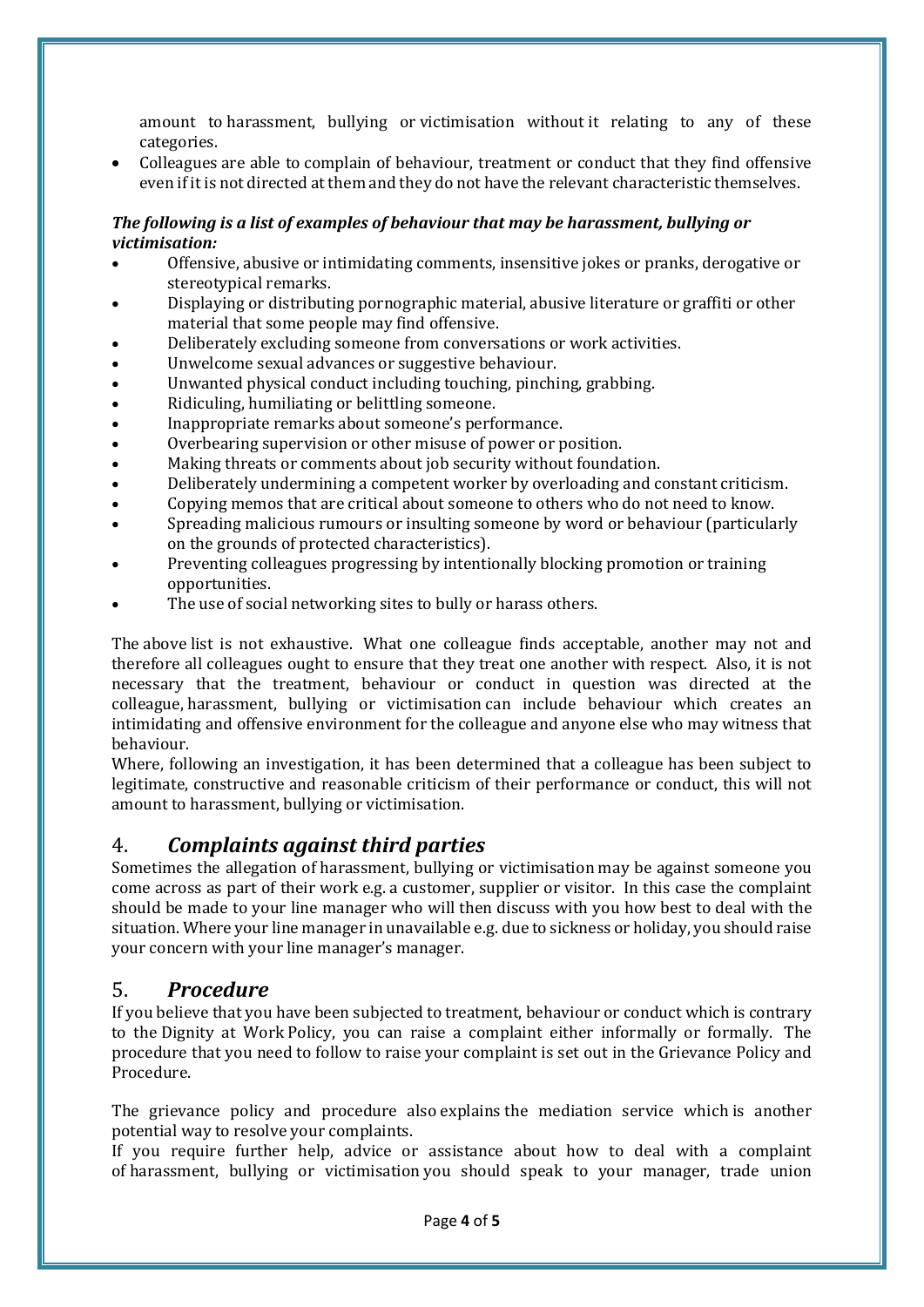amount to harassment, bullying or victimisation without it relating to any of these categories.

- Colleagues are able to complain of behaviour, treatment or conduct that they find offensive even if it is not directed at them and they do not have the relevant characteristic themselves.

***The following is a list of examples of behaviour that may be harassment, bullying or victimisation:***

- Offensive, abusive or intimidating comments, insensitive jokes or pranks, derogative or stereotypical remarks.
- Displaying or distributing pornographic material, abusive literature or graffiti or other material that some people may find offensive.
- Deliberately excluding someone from conversations or work activities.
- Unwelcome sexual advances or suggestive behaviour.
- Unwanted physical conduct including touching, pinching, grabbing.
- Ridiculing, humiliating or belittling someone.
- Inappropriate remarks about someone's performance.
- Overbearing supervision or other misuse of power or position.
- Making threats or comments about job security without foundation.
- Deliberately undermining a competent worker by overloading and constant criticism.
- Copying memos that are critical about someone to others who do not need to know.
- Spreading malicious rumours or insulting someone by word or behaviour (particularly on the grounds of protected characteristics).
- Preventing colleagues progressing by intentionally blocking promotion or training opportunities.
- The use of social networking sites to bully or harass others.

The above list is not exhaustive. What one colleague finds acceptable, another may not and therefore all colleagues ought to ensure that they treat one another with respect. Also, it is not necessary that the treatment, behaviour or conduct in question was directed at the colleague, harassment, bullying or victimisation can include behaviour which creates an intimidating and offensive environment for the colleague and anyone else who may witness that behaviour.

Where, following an investigation, it has been determined that a colleague has been subject to legitimate, constructive and reasonable criticism of their performance or conduct, this will not amount to harassment, bullying or victimisation.

## 4. *Complaints against third parties*

Sometimes the allegation of harassment, bullying or victimisation may be against someone you come across as part of their work e.g. a customer, supplier or visitor. In this case the complaint should be made to your line manager who will then discuss with you how best to deal with the situation. Where your line manager in unavailable e.g. due to sickness or holiday, you should raise your concern with your line manager's manager.

## 5. *Procedure*

If you believe that you have been subjected to treatment, behaviour or conduct which is contrary to the Dignity at Work Policy, you can raise a complaint either informally or formally. The procedure that you need to follow to raise your complaint is set out in the Grievance Policy and Procedure.

The grievance policy and procedure also explains the mediation service which is another potential way to resolve your complaints.

If you require further help, advice or assistance about how to deal with a complaint of harassment, bullying or victimisation you should speak to your manager, trade union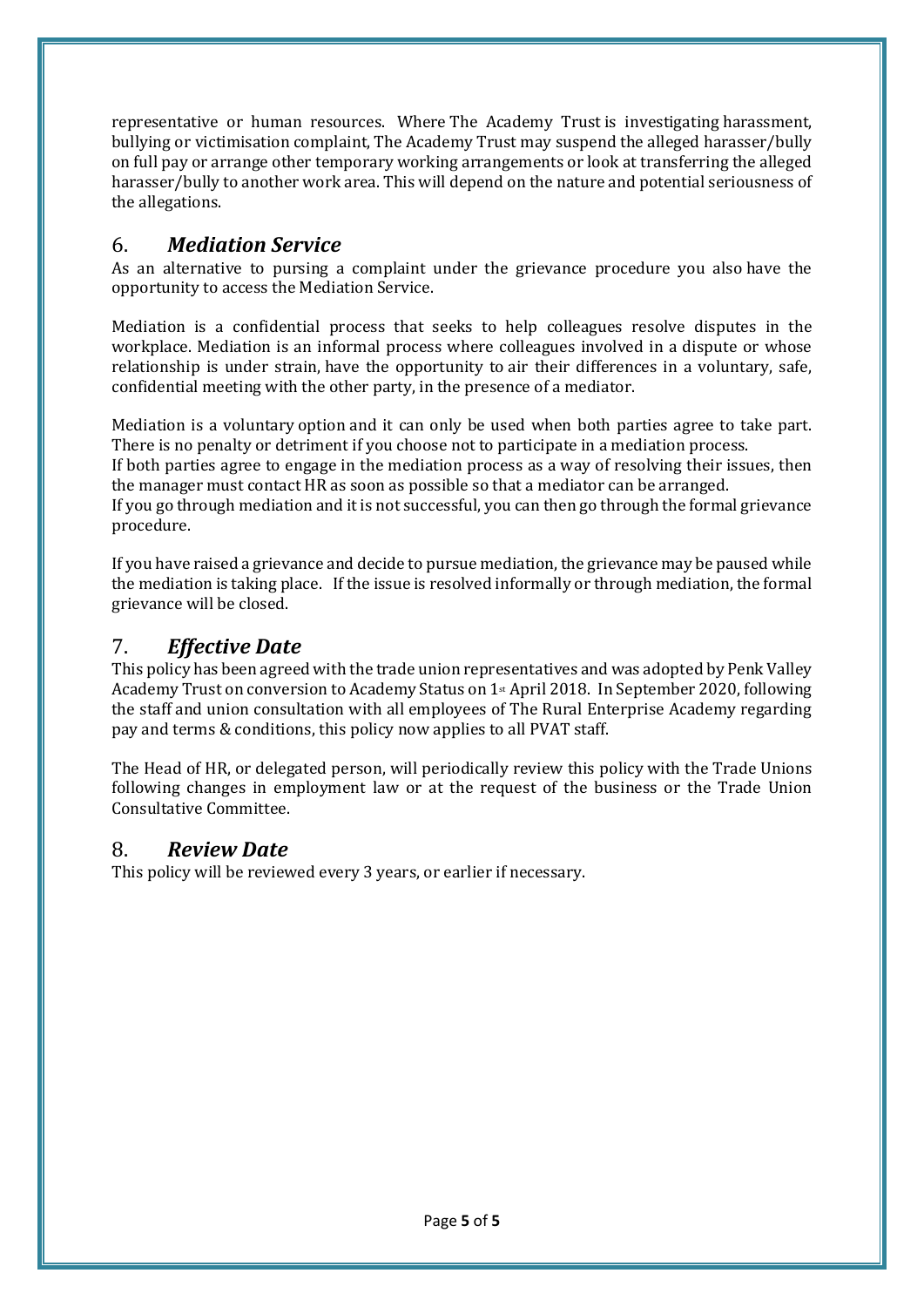representative or human resources. Where The Academy Trust is investigating harassment, bullying or victimisation complaint, The Academy Trust may suspend the alleged harasser/bully on full pay or arrange other temporary working arrangements or look at transferring the alleged harasser/bully to another work area. This will depend on the nature and potential seriousness of the allegations.

## 6. *Mediation Service*

As an alternative to pursing a complaint under the grievance procedure you also have the opportunity to access the Mediation Service.

Mediation is a confidential process that seeks to help colleagues resolve disputes in the workplace. Mediation is an informal process where colleagues involved in a dispute or whose relationship is under strain, have the opportunity to air their differences in a voluntary, safe, confidential meeting with the other party, in the presence of a mediator.

Mediation is a voluntary option and it can only be used when both parties agree to take part. There is no penalty or detriment if you choose not to participate in a mediation process.
If both parties agree to engage in the mediation process as a way of resolving their issues, then the manager must contact HR as soon as possible so that a mediator can be arranged.
If you go through mediation and it is not successful, you can then go through the formal grievance procedure.

If you have raised a grievance and decide to pursue mediation, the grievance may be paused while the mediation is taking place. If the issue is resolved informally or through mediation, the formal grievance will be closed.

## 7. *Effective Date*

This policy has been agreed with the trade union representatives and was adopted by Penk Valley Academy Trust on conversion to Academy Status on 1st April 2018. In September 2020, following the staff and union consultation with all employees of The Rural Enterprise Academy regarding pay and terms & conditions, this policy now applies to all PVAT staff.

The Head of HR, or delegated person, will periodically review this policy with the Trade Unions following changes in employment law or at the request of the business or the Trade Union Consultative Committee.

## 8. *Review Date*

This policy will be reviewed every 3 years, or earlier if necessary.